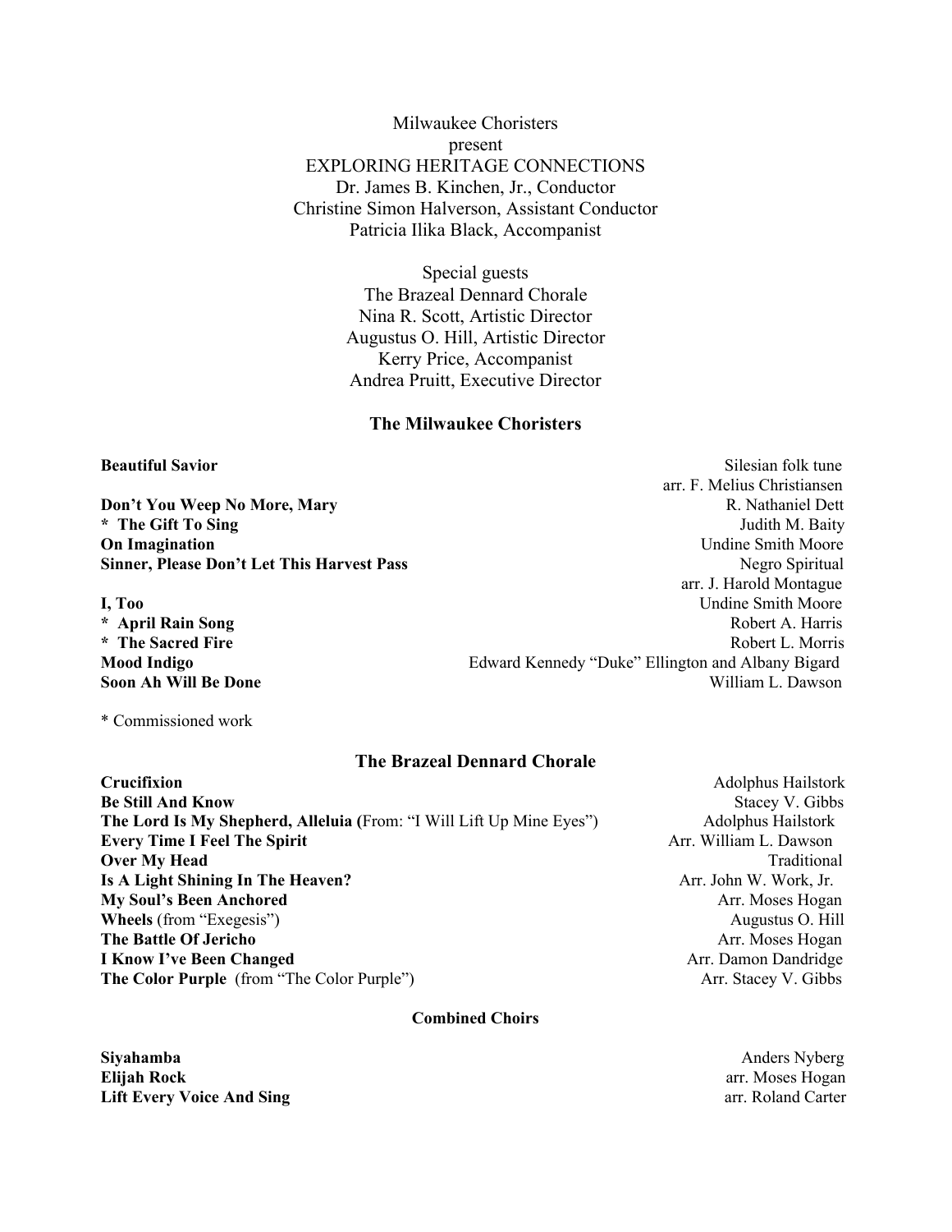Milwaukee Choristers
present
EXPLORING HERITAGE CONNECTIONS
Dr. James B. Kinchen, Jr., Conductor
Christine Simon Halverson, Assistant Conductor
Patricia Ilika Black, Accompanist

Special guests
The Brazeal Dennard Chorale
Nina R. Scott, Artistic Director
Augustus O. Hill, Artistic Director
Kerry Price, Accompanist
Andrea Pruitt, Executive Director

## The Milwaukee Choristers

| | |
|---|---|
| **Beautiful Savior** | Silesian folk tune arr. F. Melius Christiansen |
| **Don't You Weep No More, Mary** | R. Nathaniel Dett |
| **\* The Gift To Sing** | Judith M. Baity |
| **On Imagination** | Undine Smith Moore |
| **Sinner, Please Don't Let This Harvest Pass** | Negro Spiritual arr. J. Harold Montague |
| **I, Too** | Undine Smith Moore |
| **\* April Rain Song** | Robert A. Harris |
| **\* The Sacred Fire** | Robert L. Morris |
| **Mood Indigo** | Edward Kennedy "Duke" Ellington and Albany Bigard |
| **Soon Ah Will Be Done** | William L. Dawson |

* Commissioned work

## The Brazeal Dennard Chorale

| | |
|---|---|
| **Crucifixion** | Adolphus Hailstork |
| **Be Still And Know** | Stacey V. Gibbs |
| **The Lord Is My Shepherd, Alleluia (**From: "I Will Lift Up Mine Eyes") | Adolphus Hailstork |
| **Every Time I Feel The Spirit** | Arr. William L. Dawson |
| **Over My Head** | Traditional |
| **Is A Light Shining In The Heaven?** | Arr. John W. Work, Jr. |
| **My Soul's Been Anchored** | Arr. Moses Hogan |
| **Wheels** (from "Exegesis") | Augustus O. Hill |
| **The Battle Of Jericho** | Arr. Moses Hogan |
| **I Know I've Been Changed** | Arr. Damon Dandridge |
| **The Color Purple** (from "The Color Purple") | Arr. Stacey V. Gibbs |

### Combined Choirs

| | |
|---|---|
| **Siyahamba** | Anders Nyberg |
| **Elijah Rock** | arr. Moses Hogan |
| **Lift Every Voice And Sing** | arr. Roland Carter |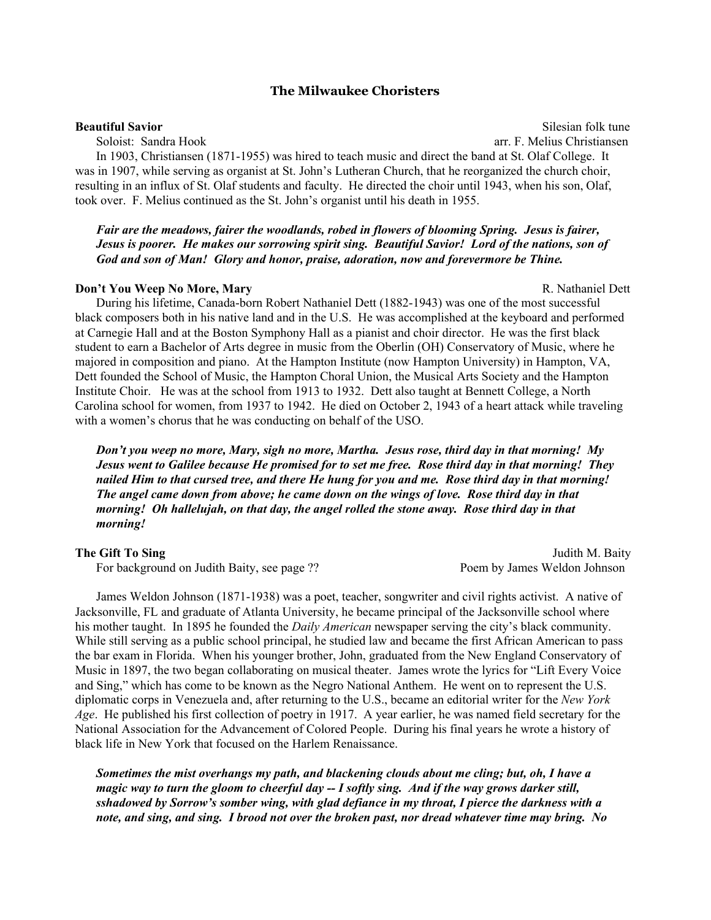## The Milwaukee Choristers

**Beautiful Savior** Silesian folk tune
Soloist: Sandra Hook arr. F. Melius Christiansen

In 1903, Christiansen (1871-1955) was hired to teach music and direct the band at St. Olaf College. It was in 1907, while serving as organist at St. John's Lutheran Church, that he reorganized the church choir, resulting in an influx of St. Olaf students and faculty. He directed the choir until 1943, when his son, Olaf, took over. F. Melius continued as the St. John's organist until his death in 1955.

***Fair are the meadows, fairer the woodlands, robed in flowers of blooming Spring. Jesus is fairer, Jesus is poorer. He makes our sorrowing spirit sing. Beautiful Savior! Lord of the nations, son of God and son of Man! Glory and honor, praise, adoration, now and forevermore be Thine.***

**Don't You Weep No More, Mary** R. Nathaniel Dett

During his lifetime, Canada-born Robert Nathaniel Dett (1882-1943) was one of the most successful black composers both in his native land and in the U.S. He was accomplished at the keyboard and performed at Carnegie Hall and at the Boston Symphony Hall as a pianist and choir director. He was the first black student to earn a Bachelor of Arts degree in music from the Oberlin (OH) Conservatory of Music, where he majored in composition and piano. At the Hampton Institute (now Hampton University) in Hampton, VA, Dett founded the School of Music, the Hampton Choral Union, the Musical Arts Society and the Hampton Institute Choir. He was at the school from 1913 to 1932. Dett also taught at Bennett College, a North Carolina school for women, from 1937 to 1942. He died on October 2, 1943 of a heart attack while traveling with a women's chorus that he was conducting on behalf of the USO.

***Don't you weep no more, Mary, sigh no more, Martha. Jesus rose, third day in that morning! My Jesus went to Galilee because He promised for to set me free. Rose third day in that morning! They nailed Him to that cursed tree, and there He hung for you and me. Rose third day in that morning! The angel came down from above; he came down on the wings of love. Rose third day in that morning! Oh hallelujah, on that day, the angel rolled the stone away. Rose third day in that morning!***

**The Gift To Sing** Judith M. Baity
For background on Judith Baity, see page ?? Poem by James Weldon Johnson

James Weldon Johnson (1871-1938) was a poet, teacher, songwriter and civil rights activist. A native of Jacksonville, FL and graduate of Atlanta University, he became principal of the Jacksonville school where his mother taught. In 1895 he founded the *Daily American* newspaper serving the city's black community. While still serving as a public school principal, he studied law and became the first African American to pass the bar exam in Florida. When his younger brother, John, graduated from the New England Conservatory of Music in 1897, the two began collaborating on musical theater. James wrote the lyrics for "Lift Every Voice and Sing," which has come to be known as the Negro National Anthem. He went on to represent the U.S. diplomatic corps in Venezuela and, after returning to the U.S., became an editorial writer for the *New York Age*. He published his first collection of poetry in 1917. A year earlier, he was named field secretary for the National Association for the Advancement of Colored People. During his final years he wrote a history of black life in New York that focused on the Harlem Renaissance.

***Sometimes the mist overhangs my path, and blackening clouds about me cling; but, oh, I have a magic way to turn the gloom to cheerful day -- I softly sing. And if the way grows darker still, sshadowed by Sorrow's somber wing, with glad defiance in my throat, I pierce the darkness with a note, and sing, and sing. I brood not over the broken past, nor dread whatever time may bring. No***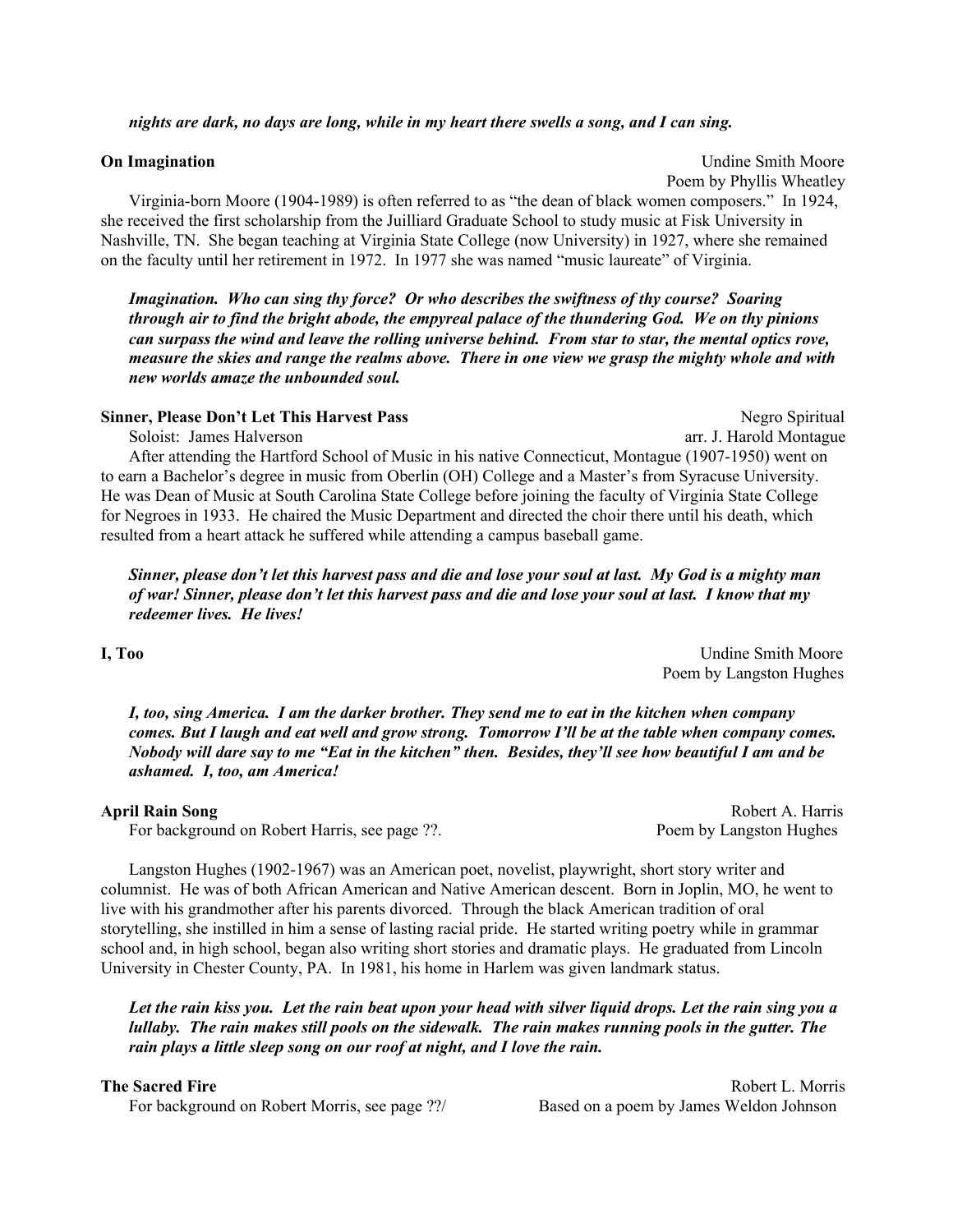*nights are dark, no days are long, while in my heart there swells a song, and I can sing.*

**On Imagination** — Undine Smith Moore
Poem by Phyllis Wheatley

Virginia-born Moore (1904-1989) is often referred to as "the dean of black women composers." In 1924, she received the first scholarship from the Juilliard Graduate School to study music at Fisk University in Nashville, TN. She began teaching at Virginia State College (now University) in 1927, where she remained on the faculty until her retirement in 1972. In 1977 she was named "music laureate" of Virginia.

***Imagination. Who can sing thy force? Or who describes the swiftness of thy course? Soaring through air to find the bright abode, the empyreal palace of the thundering God. We on thy pinions can surpass the wind and leave the rolling universe behind. From star to star, the mental optics rove, measure the skies and range the realms above. There in one view we grasp the mighty whole and with new worlds amaze the unbounded soul.***

**Sinner, Please Don't Let This Harvest Pass** — Negro Spiritual
Soloist: James Halverson — arr. J. Harold Montague

After attending the Hartford School of Music in his native Connecticut, Montague (1907-1950) went on to earn a Bachelor's degree in music from Oberlin (OH) College and a Master's from Syracuse University. He was Dean of Music at South Carolina State College before joining the faculty of Virginia State College for Negroes in 1933. He chaired the Music Department and directed the choir there until his death, which resulted from a heart attack he suffered while attending a campus baseball game.

***Sinner, please don't let this harvest pass and die and lose your soul at last. My God is a mighty man of war! Sinner, please don't let this harvest pass and die and lose your soul at last. I know that my redeemer lives. He lives!***

**I, Too** — Undine Smith Moore
Poem by Langston Hughes

***I, too, sing America. I am the darker brother. They send me to eat in the kitchen when company comes. But I laugh and eat well and grow strong. Tomorrow I'll be at the table when company comes. Nobody will dare say to me "Eat in the kitchen" then. Besides, they'll see how beautiful I am and be ashamed. I, too, am America!***

**April Rain Song** — Robert A. Harris
For background on Robert Harris, see page ??. — Poem by Langston Hughes

Langston Hughes (1902-1967) was an American poet, novelist, playwright, short story writer and columnist. He was of both African American and Native American descent. Born in Joplin, MO, he went to live with his grandmother after his parents divorced. Through the black American tradition of oral storytelling, she instilled in him a sense of lasting racial pride. He started writing poetry while in grammar school and, in high school, began also writing short stories and dramatic plays. He graduated from Lincoln University in Chester County, PA. In 1981, his home in Harlem was given landmark status.

***Let the rain kiss you. Let the rain beat upon your head with silver liquid drops. Let the rain sing you a lullaby. The rain makes still pools on the sidewalk. The rain makes running pools in the gutter. The rain plays a little sleep song on our roof at night, and I love the rain.***

**The Sacred Fire** — Robert L. Morris
For background on Robert Morris, see page ??/ — Based on a poem by James Weldon Johnson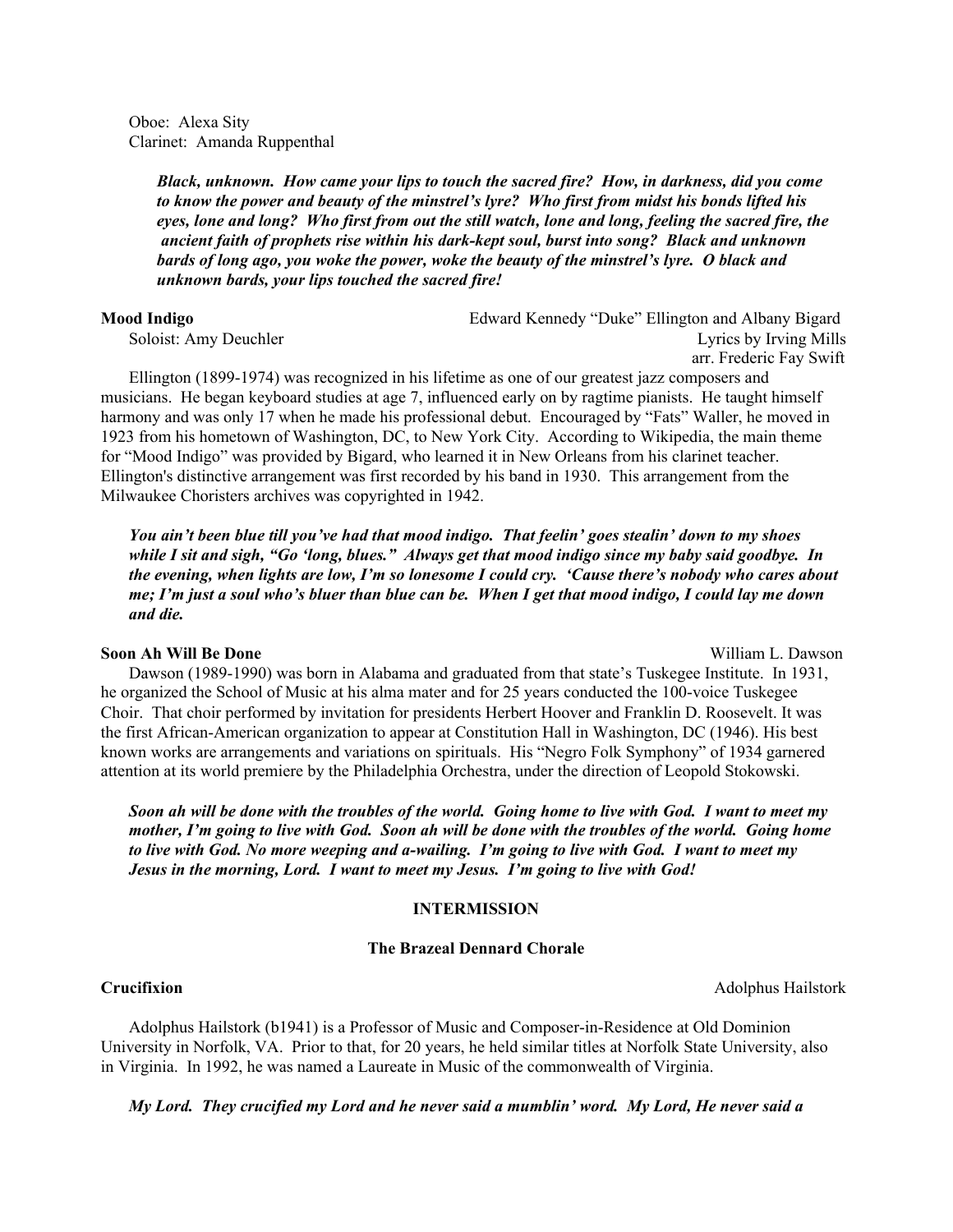Oboe: Alexa Sity
Clarinet: Amanda Ruppenthal

> ***Black, unknown. How came your lips to touch the sacred fire? How, in darkness, did you come to know the power and beauty of the minstrel's lyre? Who first from midst his bonds lifted his eyes, lone and long? Who first from out the still watch, lone and long, feeling the sacred fire, the ancient faith of prophets rise within his dark-kept soul, burst into song? Black and unknown bards of long ago, you woke the power, woke the beauty of the minstrel's lyre. O black and unknown bards, your lips touched the sacred fire!***

**Mood Indigo** — Edward Kennedy "Duke" Ellington and Albany Bigard
Soloist: Amy Deuchler — Lyrics by Irving Mills
arr. Frederic Fay Swift

Ellington (1899-1974) was recognized in his lifetime as one of our greatest jazz composers and musicians. He began keyboard studies at age 7, influenced early on by ragtime pianists. He taught himself harmony and was only 17 when he made his professional debut. Encouraged by "Fats" Waller, he moved in 1923 from his hometown of Washington, DC, to New York City. According to Wikipedia, the main theme for "Mood Indigo" was provided by Bigard, who learned it in New Orleans from his clarinet teacher. Ellington's distinctive arrangement was first recorded by his band in 1930. This arrangement from the Milwaukee Choristers archives was copyrighted in 1942.

> ***You ain't been blue till you've had that mood indigo. That feelin' goes stealin' down to my shoes while I sit and sigh, "Go 'long, blues." Always get that mood indigo since my baby said goodbye. In the evening, when lights are low, I'm so lonesome I could cry. 'Cause there's nobody who cares about me; I'm just a soul who's bluer than blue can be. When I get that mood indigo, I could lay me down and die.***

**Soon Ah Will Be Done** — William L. Dawson

Dawson (1989-1990) was born in Alabama and graduated from that state's Tuskegee Institute. In 1931, he organized the School of Music at his alma mater and for 25 years conducted the 100-voice Tuskegee Choir. That choir performed by invitation for presidents Herbert Hoover and Franklin D. Roosevelt. It was the first African-American organization to appear at Constitution Hall in Washington, DC (1946). His best known works are arrangements and variations on spirituals. His "Negro Folk Symphony" of 1934 garnered attention at its world premiere by the Philadelphia Orchestra, under the direction of Leopold Stokowski.

> ***Soon ah will be done with the troubles of the world. Going home to live with God. I want to meet my mother, I'm going to live with God. Soon ah will be done with the troubles of the world. Going home to live with God. No more weeping and a-wailing. I'm going to live with God. I want to meet my Jesus in the morning, Lord. I want to meet my Jesus. I'm going to live with God!***

**INTERMISSION**

**The Brazeal Dennard Chorale**

**Crucifixion** — Adolphus Hailstork

Adolphus Hailstork (b1941) is a Professor of Music and Composer-in-Residence at Old Dominion University in Norfolk, VA. Prior to that, for 20 years, he held similar titles at Norfolk State University, also in Virginia. In 1992, he was named a Laureate in Music of the commonwealth of Virginia.

> ***My Lord. They crucified my Lord and he never said a mumblin' word. My Lord, He never said a***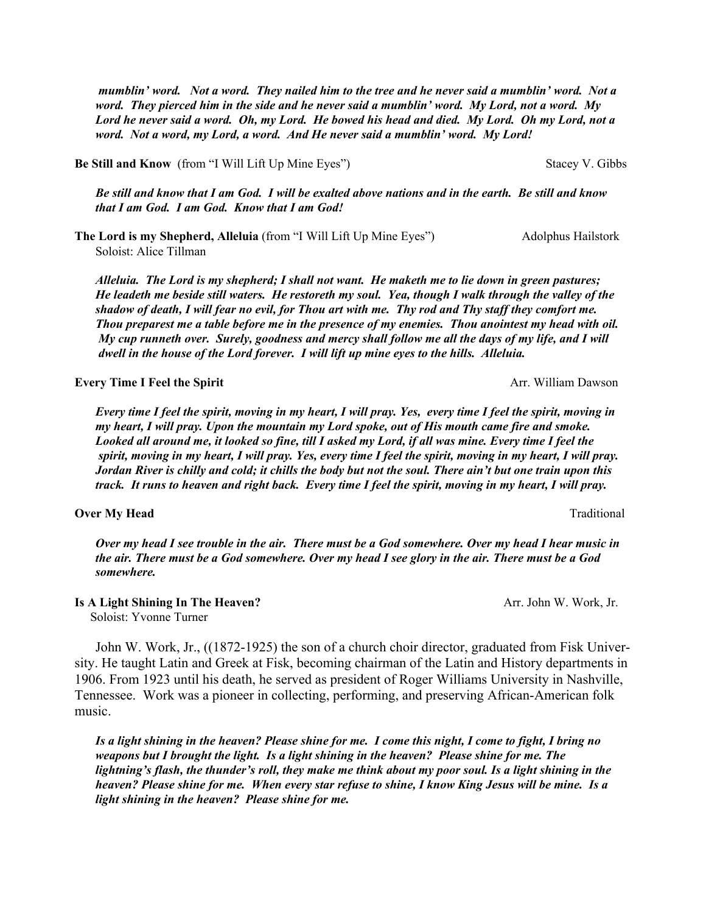***mumblin' word. Not a word. They nailed him to the tree and he never said a mumblin' word. Not a word. They pierced him in the side and he never said a mumblin' word. My Lord, not a word. My Lord he never said a word. Oh, my Lord. He bowed his head and died. My Lord. Oh my Lord, not a word. Not a word, my Lord, a word. And He never said a mumblin' word. My Lord!***

**Be Still and Know** (from "I Will Lift Up Mine Eyes") Stacey V. Gibbs

***Be still and know that I am God. I will be exalted above nations and in the earth. Be still and know that I am God. I am God. Know that I am God!***

**The Lord is my Shepherd, Alleluia** (from "I Will Lift Up Mine Eyes") Adolphus Hailstork
Soloist: Alice Tillman

***Alleluia. The Lord is my shepherd; I shall not want. He maketh me to lie down in green pastures; He leadeth me beside still waters. He restoreth my soul. Yea, though I walk through the valley of the shadow of death, I will fear no evil, for Thou art with me. Thy rod and Thy staff they comfort me. Thou preparest me a table before me in the presence of my enemies. Thou anointest my head with oil. My cup runneth over. Surely, goodness and mercy shall follow me all the days of my life, and I will dwell in the house of the Lord forever. I will lift up mine eyes to the hills. Alleluia.***

**Every Time I Feel the Spirit** Arr. William Dawson

***Every time I feel the spirit, moving in my heart, I will pray. Yes, every time I feel the spirit, moving in my heart, I will pray. Upon the mountain my Lord spoke, out of His mouth came fire and smoke. Looked all around me, it looked so fine, till I asked my Lord, if all was mine. Every time I feel the spirit, moving in my heart, I will pray. Yes, every time I feel the spirit, moving in my heart, I will pray. Jordan River is chilly and cold; it chills the body but not the soul. There ain't but one train upon this track. It runs to heaven and right back. Every time I feel the spirit, moving in my heart, I will pray.***

**Over My Head** Traditional

***Over my head I see trouble in the air. There must be a God somewhere. Over my head I hear music in the air. There must be a God somewhere. Over my head I see glory in the air. There must be a God somewhere.***

**Is A Light Shining In The Heaven?** Arr. John W. Work, Jr.
Soloist: Yvonne Turner

John W. Work, Jr., ((1872-1925) the son of a church choir director, graduated from Fisk University. He taught Latin and Greek at Fisk, becoming chairman of the Latin and History departments in 1906. From 1923 until his death, he served as president of Roger Williams University in Nashville, Tennessee. Work was a pioneer in collecting, performing, and preserving African-American folk music.

***Is a light shining in the heaven? Please shine for me. I come this night, I come to fight, I bring no weapons but I brought the light. Is a light shining in the heaven? Please shine for me. The lightning's flash, the thunder's roll, they make me think about my poor soul. Is a light shining in the heaven? Please shine for me. When every star refuse to shine, I know King Jesus will be mine. Is a light shining in the heaven? Please shine for me.***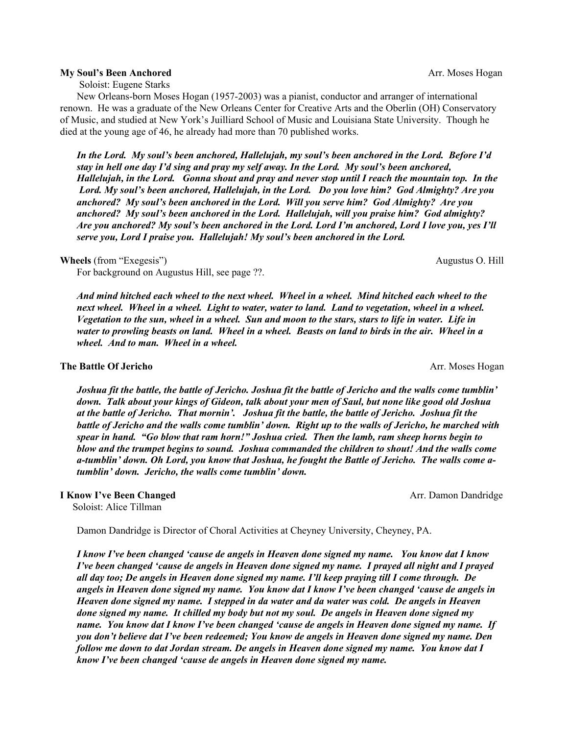**My Soul's Been Anchored** Arr. Moses Hogan

Soloist: Eugene Starks

New Orleans-born Moses Hogan (1957-2003) was a pianist, conductor and arranger of international renown. He was a graduate of the New Orleans Center for Creative Arts and the Oberlin (OH) Conservatory of Music, and studied at New York's Juilliard School of Music and Louisiana State University. Though he died at the young age of 46, he already had more than 70 published works.

***In the Lord. My soul's been anchored, Hallelujah, my soul's been anchored in the Lord. Before I'd stay in hell one day I'd sing and pray my self away. In the Lord. My soul's been anchored, Hallelujah, in the Lord. Gonna shout and pray and never stop until I reach the mountain top. In the Lord. My soul's been anchored, Hallelujah, in the Lord. Do you love him? God Almighty? Are you anchored? My soul's been anchored in the Lord. Will you serve him? God Almighty? Are you anchored? My soul's been anchored in the Lord. Hallelujah, will you praise him? God almighty? Are you anchored? My soul's been anchored in the Lord. Lord I'm anchored, Lord I love you, yes I'll serve you, Lord I praise you. Hallelujah! My soul's been anchored in the Lord.***

**Wheels** (from "Exegesis") Augustus O. Hill

For background on Augustus Hill, see page ??.

***And mind hitched each wheel to the next wheel. Wheel in a wheel. Mind hitched each wheel to the next wheel. Wheel in a wheel. Light to water, water to land. Land to vegetation, wheel in a wheel. Vegetation to the sun, wheel in a wheel. Sun and moon to the stars, stars to life in water. Life in water to prowling beasts on land. Wheel in a wheel. Beasts on land to birds in the air. Wheel in a wheel. And to man. Wheel in a wheel.***

**The Battle Of Jericho** Arr. Moses Hogan

***Joshua fit the battle, the battle of Jericho. Joshua fit the battle of Jericho and the walls come tumblin' down. Talk about your kings of Gideon, talk about your men of Saul, but none like good old Joshua at the battle of Jericho. That mornin'. Joshua fit the battle, the battle of Jericho. Joshua fit the battle of Jericho and the walls come tumblin' down. Right up to the walls of Jericho, he marched with spear in hand. "Go blow that ram horn!" Joshua cried. Then the lamb, ram sheep horns begin to blow and the trumpet begins to sound. Joshua commanded the children to shout! And the walls come a-tumblin' down. Oh Lord, you know that Joshua, he fought the Battle of Jericho. The walls come a-tumblin' down. Jericho, the walls come tumblin' down.***

**I Know I've Been Changed** Arr. Damon Dandridge

Soloist: Alice Tillman

Damon Dandridge is Director of Choral Activities at Cheyney University, Cheyney, PA.

***I know I've been changed 'cause de angels in Heaven done signed my name. You know dat I know I've been changed 'cause de angels in Heaven done signed my name. I prayed all night and I prayed all day too; De angels in Heaven done signed my name. I'll keep praying till I come through. De angels in Heaven done signed my name. You know dat I know I've been changed 'cause de angels in Heaven done signed my name. I stepped in da water and da water was cold. De angels in Heaven done signed my name. It chilled my body but not my soul. De angels in Heaven done signed my name. You know dat I know I've been changed 'cause de angels in Heaven done signed my name. If you don't believe dat I've been redeemed; You know de angels in Heaven done signed my name. Den follow me down to dat Jordan stream. De angels in Heaven done signed my name. You know dat I know I've been changed 'cause de angels in Heaven done signed my name.***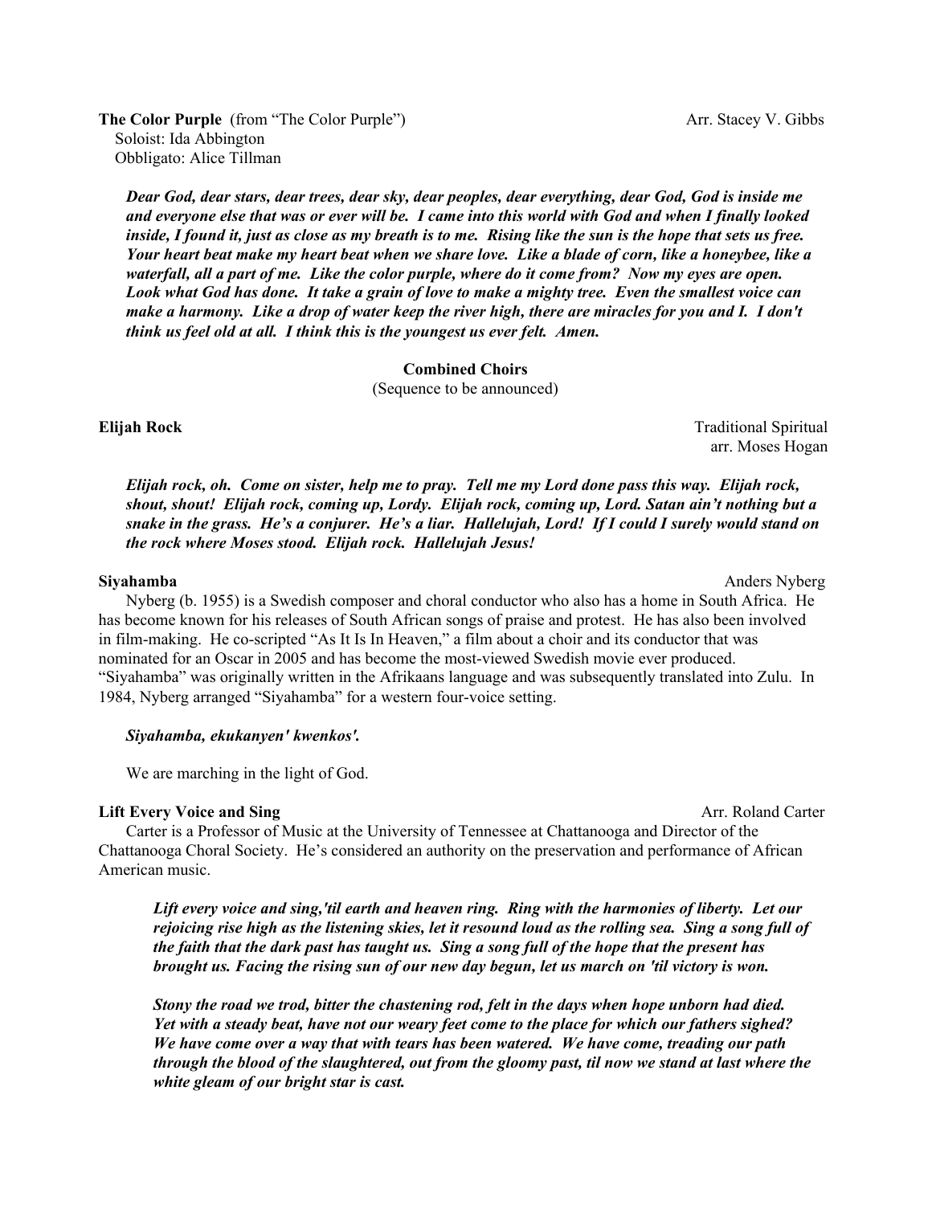**The Color Purple** (from "The Color Purple") Arr. Stacey V. Gibbs

Soloist: Ida Abbington
Obbligato: Alice Tillman

***Dear God, dear stars, dear trees, dear sky, dear peoples, dear everything, dear God, God is inside me and everyone else that was or ever will be. I came into this world with God and when I finally looked inside, I found it, just as close as my breath is to me. Rising like the sun is the hope that sets us free. Your heart beat make my heart beat when we share love. Like a blade of corn, like a honeybee, like a waterfall, all a part of me. Like the color purple, where do it come from? Now my eyes are open. Look what God has done. It take a grain of love to make a mighty tree. Even the smallest voice can make a harmony. Like a drop of water keep the river high, there are miracles for you and I. I don't think us feel old at all. I think this is the youngest us ever felt. Amen.***

**Combined Choirs**

(Sequence to be announced)

**Elijah Rock** Traditional Spiritual arr. Moses Hogan

***Elijah rock, oh. Come on sister, help me to pray. Tell me my Lord done pass this way. Elijah rock, shout, shout! Elijah rock, coming up, Lordy. Elijah rock, coming up, Lord. Satan ain't nothing but a snake in the grass. He's a conjurer. He's a liar. Hallelujah, Lord! If I could I surely would stand on the rock where Moses stood. Elijah rock. Hallelujah Jesus!***

**Siyahamba** Anders Nyberg

Nyberg (b. 1955) is a Swedish composer and choral conductor who also has a home in South Africa. He has become known for his releases of South African songs of praise and protest. He has also been involved in film-making. He co-scripted "As It Is In Heaven," a film about a choir and its conductor that was nominated for an Oscar in 2005 and has become the most-viewed Swedish movie ever produced. "Siyahamba" was originally written in the Afrikaans language and was subsequently translated into Zulu. In 1984, Nyberg arranged "Siyahamba" for a western four-voice setting.

***Siyahamba, ekukanyen' kwenkos'.***

We are marching in the light of God.

**Lift Every Voice and Sing** Arr. Roland Carter

Carter is a Professor of Music at the University of Tennessee at Chattanooga and Director of the Chattanooga Choral Society. He's considered an authority on the preservation and performance of African American music.

***Lift every voice and sing,'til earth and heaven ring. Ring with the harmonies of liberty. Let our rejoicing rise high as the listening skies, let it resound loud as the rolling sea. Sing a song full of the faith that the dark past has taught us. Sing a song full of the hope that the present has brought us. Facing the rising sun of our new day begun, let us march on 'til victory is won.***

***Stony the road we trod, bitter the chastening rod, felt in the days when hope unborn had died. Yet with a steady beat, have not our weary feet come to the place for which our fathers sighed? We have come over a way that with tears has been watered. We have come, treading our path through the blood of the slaughtered, out from the gloomy past, til now we stand at last where the white gleam of our bright star is cast.***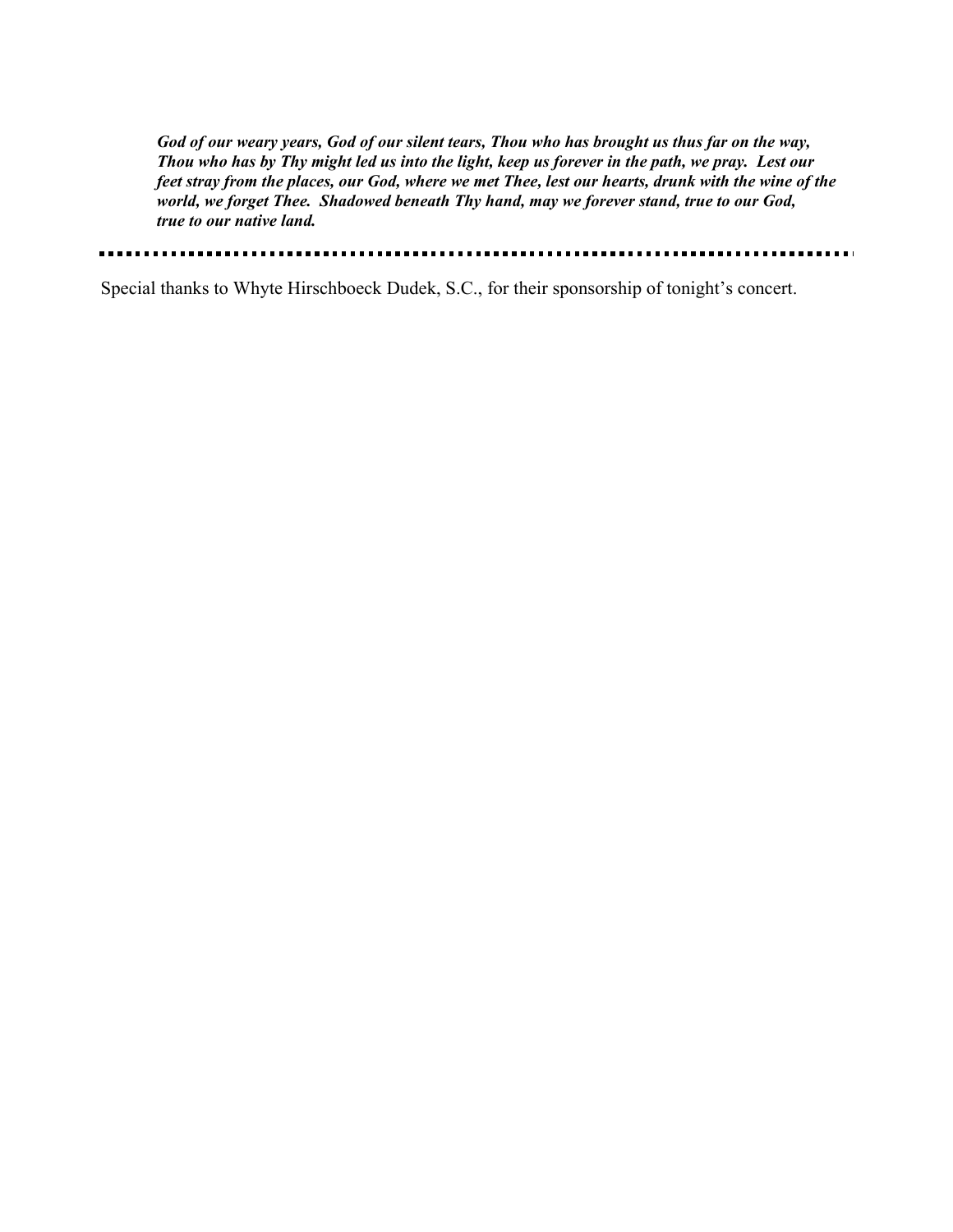***God of our weary years, God of our silent tears, Thou who has brought us thus far on the way, Thou who has by Thy might led us into the light, keep us forever in the path, we pray. Lest our feet stray from the places, our God, where we met Thee, lest our hearts, drunk with the wine of the world, we forget Thee. Shadowed beneath Thy hand, may we forever stand, true to our God, true to our native land.***

---

Special thanks to Whyte Hirschboeck Dudek, S.C., for their sponsorship of tonight's concert.